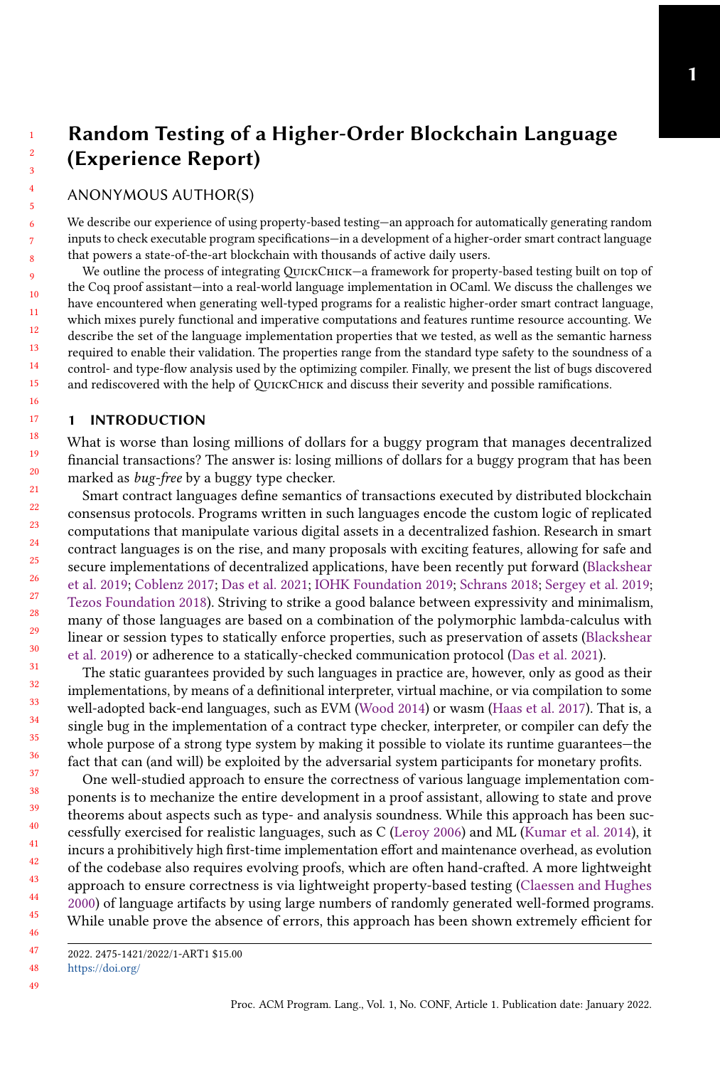# Random Testing of a Higher-Order Blockchain Language (Experience Report)

ANONYMOUS AUTHOR(S)

We describe our experience of using property-based testing—an approach for automatically generating random inputs to check executable program specifications—in a development of a higher-order smart contract language that powers a state-of-the-art blockchain with thousands of active daily users.

We outline the process of integrating QuickChick—a framework for property-based testing built on top of the Coq proof assistant—into a real-world language implementation in OCaml. We discuss the challenges we have encountered when generating well-typed programs for a realistic higher-order smart contract language, which mixes purely functional and imperative computations and features runtime resource accounting. We describe the set of the language implementation properties that we tested, as well as the semantic harness required to enable their validation. The properties range from the standard type safety to the soundness of a control- and type-flow analysis used by the optimizing compiler. Finally, we present the list of bugs discovered and rediscovered with the help of QuickChick and discuss their severity and possible ramifications.

## 1 INTRODUCTION

What is worse than losing millions of dollars for a buggy program that manages decentralized financial transactions? The answer is: losing millions of dollars for a buggy program that has been marked as *bug-free* by a buggy type checker.

Smart contract languages define semantics of transactions executed by distributed blockchain consensus protocols. Programs written in such languages encode the custom logic of replicated computations that manipulate various digital assets in a decentralized fashion. Research in smart contract languages is on the rise, and many proposals with exciting features, allowing for safe and secure implementations of decentralized applications, have been recently put forward (Blackshear et al. 2019; Coblenz 2017; Das et al. 2021; IOHK Foundation 2019; Schrans 2018; Sergey et al. 2019; Tezos Foundation 2018). Striving to strike a good balance between expressivity and minimalism, many of those languages are based on a combination of the polymorphic lambda-calculus with linear or session types to statically enforce properties, such as preservation of assets (Blackshear et al. 2019) or adherence to a statically-checked communication protocol (Das et al. 2021).

The static guarantees provided by such languages in practice are, however, only as good as their implementations, by means of a definitional interpreter, virtual machine, or via compilation to some well-adopted back-end languages, such as EVM (Wood 2014) or wasm (Haas et al. 2017). That is, a single bug in the implementation of a contract type checker, interpreter, or compiler can defy the whole purpose of a strong type system by making it possible to violate its runtime guarantees—the fact that can (and will) be exploited by the adversarial system participants for monetary profits.

One well-studied approach to ensure the correctness of various language implementation components is to mechanize the entire development in a proof assistant, allowing to state and prove theorems about aspects such as type- and analysis soundness. While this approach has been successfully exercised for realistic languages, such as C (Leroy 2006) and ML (Kumar et al. 2014), it incurs a prohibitively high first-time implementation effort and maintenance overhead, as evolution of the codebase also requires evolving proofs, which are often hand-crafted. A more lightweight approach to ensure correctness is via lightweight property-based testing (Claessen and Hughes 2000) of language artifacts by using large numbers of randomly generated well-formed programs. While unable prove the absence of errors, this approach has been shown extremely efficient for

2022. 2475-1421/2022/1-ART1 $15.00
https://doi.org/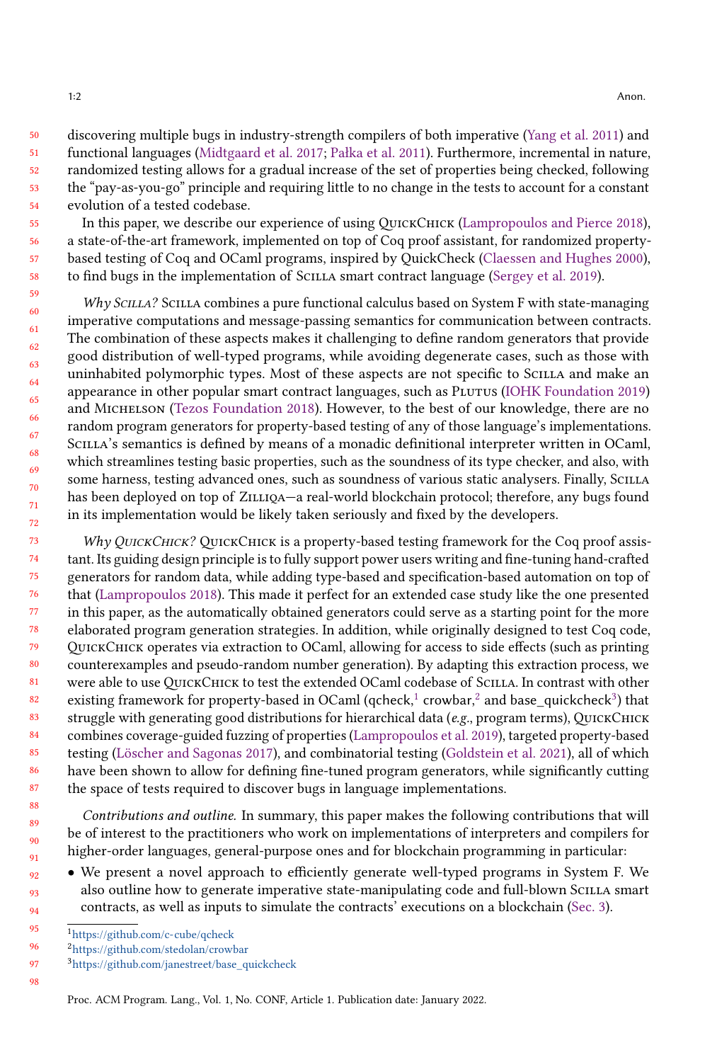discovering multiple bugs in industry-strength compilers of both imperative (Yang et al. 2011) and functional languages (Midtgaard et al. 2017; Pałka et al. 2011). Furthermore, incremental in nature, randomized testing allows for a gradual increase of the set of properties being checked, following the "pay-as-you-go" principle and requiring little to no change in the tests to account for a constant evolution of a tested codebase.

In this paper, we describe our experience of using QuickChick (Lampropoulos and Pierce 2018), a state-of-the-art framework, implemented on top of Coq proof assistant, for randomized property-based testing of Coq and OCaml programs, inspired by QuickCheck (Claessen and Hughes 2000), to find bugs in the implementation of Scilla smart contract language (Sergey et al. 2019).

*Why Scilla?* Scilla combines a pure functional calculus based on System F with state-managing imperative computations and message-passing semantics for communication between contracts. The combination of these aspects makes it challenging to define random generators that provide good distribution of well-typed programs, while avoiding degenerate cases, such as those with uninhabited polymorphic types. Most of these aspects are not specific to Scilla and make an appearance in other popular smart contract languages, such as Plutus (IOHK Foundation 2019) and Michelson (Tezos Foundation 2018). However, to the best of our knowledge, there are no random program generators for property-based testing of any of those language's implementations. Scilla's semantics is defined by means of a monadic definitional interpreter written in OCaml, which streamlines testing basic properties, such as the soundness of its type checker, and also, with some harness, testing advanced ones, such as soundness of various static analysers. Finally, Scilla has been deployed on top of Zilliqa—a real-world blockchain protocol; therefore, any bugs found in its implementation would be likely taken seriously and fixed by the developers.

*Why QuickChick?* QuickChick is a property-based testing framework for the Coq proof assistant. Its guiding design principle is to fully support power users writing and fine-tuning hand-crafted generators for random data, while adding type-based and specification-based automation on top of that (Lampropoulos 2018). This made it perfect for an extended case study like the one presented in this paper, as the automatically obtained generators could serve as a starting point for the more elaborated program generation strategies. In addition, while originally designed to test Coq code, QuickChick operates via extraction to OCaml, allowing for access to side effects (such as printing counterexamples and pseudo-random number generation). By adapting this extraction process, we were able to use QuickChick to test the extended OCaml codebase of Scilla. In contrast with other existing framework for property-based in OCaml (qcheck,[1] crowbar,[2] and base_quickcheck[3]) that struggle with generating good distributions for hierarchical data (*e.g.*, program terms), QuickChick combines coverage-guided fuzzing of properties (Lampropoulos et al. 2019), targeted property-based testing (Löscher and Sagonas 2017), and combinatorial testing (Goldstein et al. 2021), all of which have been shown to allow for defining fine-tuned program generators, while significantly cutting the space of tests required to discover bugs in language implementations.

*Contributions and outline.* In summary, this paper makes the following contributions that will be of interest to the practitioners who work on implementations of interpreters and compilers for higher-order languages, general-purpose ones and for blockchain programming in particular:

- We present a novel approach to efficiently generate well-typed programs in System F. We also outline how to generate imperative state-manipulating code and full-blown Scilla smart contracts, as well as inputs to simulate the contracts' executions on a blockchain (Sec. 3).

[1] https://github.com/c-cube/qcheck
[2] https://github.com/stedolan/crowbar
[3] https://github.com/janestreet/base_quickcheck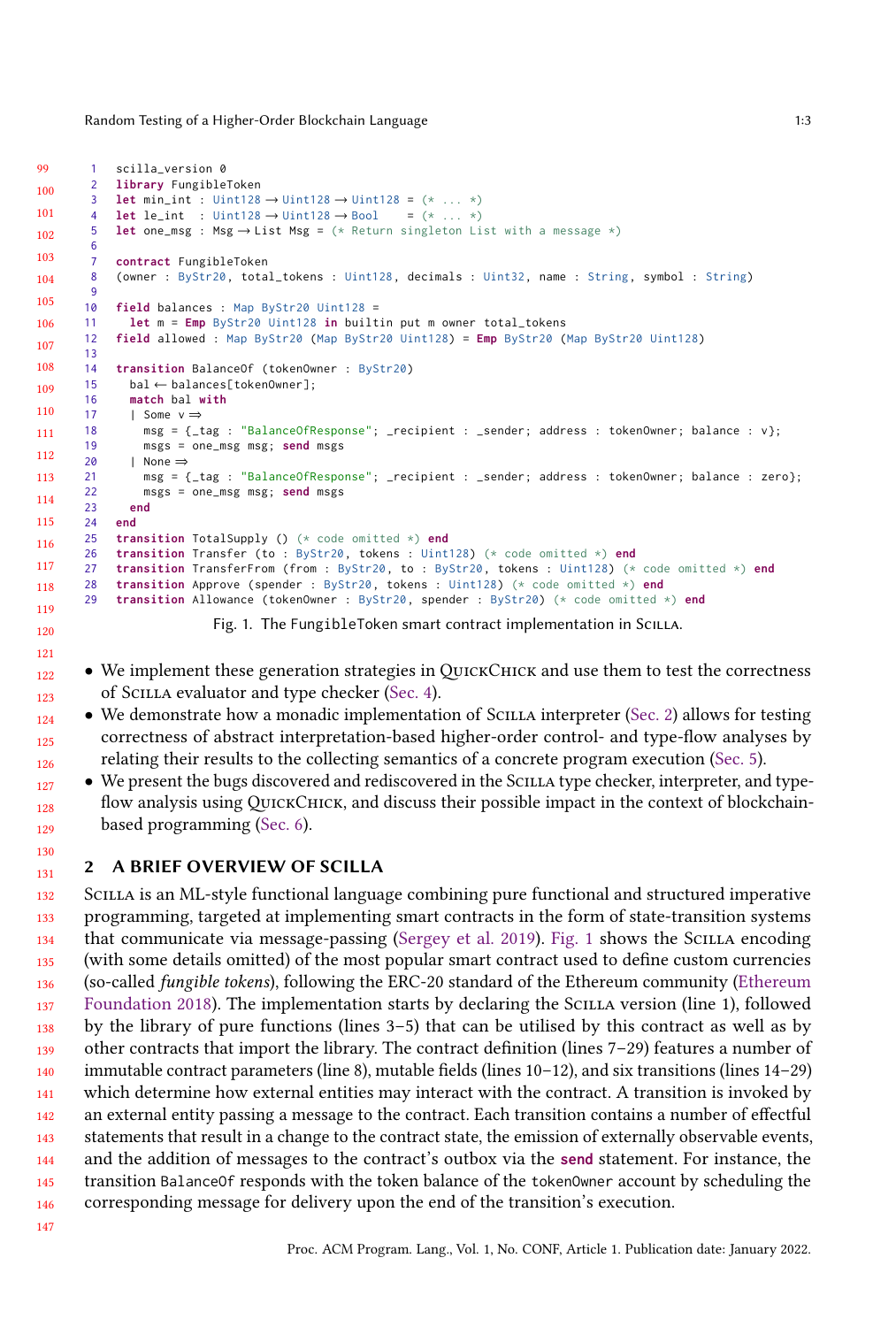```
1   scilla_version 0
2   library FungibleToken
3   let min_int : Uint128 → Uint128 → Uint128 = (* ... *)
4   let le_int  : Uint128 → Uint128 → Bool    = (* ... *)
5   let one_msg : Msg → List Msg = (* Return singleton List with a message *)
6
7   contract FungibleToken
8   (owner : ByStr20, total_tokens : Uint128, decimals : Uint32, name : String, symbol : String)
9
10  field balances : Map ByStr20 Uint128 =
11    let m = Emp ByStr20 Uint128 in builtin put m owner total_tokens
12  field allowed : Map ByStr20 (Map ByStr20 Uint128) = Emp ByStr20 (Map ByStr20 Uint128)
13
14  transition BalanceOf (tokenOwner : ByStr20)
15    bal ← balances[tokenOwner];
16    match bal with
17    | Some v ⇒
18      msg = {_tag : "BalanceOfResponse"; _recipient : _sender; address : tokenOwner; balance : v};
19      msgs = one_msg msg; send msgs
20    | None ⇒
21      msg = {_tag : "BalanceOfResponse"; _recipient : _sender; address : tokenOwner; balance : zero};
22      msgs = one_msg msg; send msgs
23    end
24  end
25  transition TotalSupply () (* code omitted *) end
26  transition Transfer (to : ByStr20, tokens : Uint128) (* code omitted *) end
27  transition TransferFrom (from : ByStr20, to : ByStr20, tokens : Uint128) (* code omitted *) end
28  transition Approve (spender : ByStr20, tokens : Uint128) (* code omitted *) end
29  transition Allowance (tokenOwner : ByStr20, spender : ByStr20) (* code omitted *) end
```

Fig. 1. The FungibleToken smart contract implementation in Scilla.

- We implement these generation strategies in QuickChick and use them to test the correctness of Scilla evaluator and type checker (Sec. 4).
- We demonstrate how a monadic implementation of Scilla interpreter (Sec. 2) allows for testing correctness of abstract interpretation-based higher-order control- and type-flow analyses by relating their results to the collecting semantics of a concrete program execution (Sec. 5).
- We present the bugs discovered and rediscovered in the Scilla type checker, interpreter, and type-flow analysis using QuickChick, and discuss their possible impact in the context of blockchain-based programming (Sec. 6).

## 2 A BRIEF OVERVIEW OF SCILLA

Scilla is an ML-style functional language combining pure functional and structured imperative programming, targeted at implementing smart contracts in the form of state-transition systems that communicate via message-passing (Sergey et al. 2019). Fig. 1 shows the Scilla encoding (with some details omitted) of the most popular smart contract used to define custom currencies (so-called *fungible tokens*), following the ERC-20 standard of the Ethereum community (Ethereum Foundation 2018). The implementation starts by declaring the Scilla version (line 1), followed by the library of pure functions (lines 3–5) that can be utilised by this contract as well as by other contracts that import the library. The contract definition (lines 7–29) features a number of immutable contract parameters (line 8), mutable fields (lines 10–12), and six transitions (lines 14–29) which determine how external entities may interact with the contract. A transition is invoked by an external entity passing a message to the contract. Each transition contains a number of effectful statements that result in a change to the contract state, the emission of externally observable events, and the addition of messages to the contract's outbox via the **send** statement. For instance, the transition BalanceOf responds with the token balance of the tokenOwner account by scheduling the corresponding message for delivery upon the end of the transition's execution.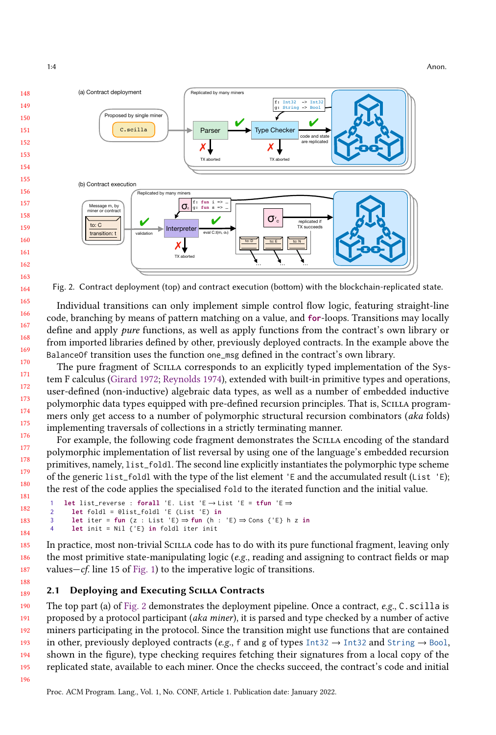Fig. 2. Contract deployment (top) and contract execution (bottom) with the blockchain-replicated state.

Individual transitions can only implement simple control flow logic, featuring straight-line code, branching by means of pattern matching on a value, and **for**-loops. Transitions may locally define and apply *pure* functions, as well as apply functions from the contract's own library or from imported libraries defined by other, previously deployed contracts. In the example above the `BalanceOf` transition uses the function `one_msg` defined in the contract's own library.

The pure fragment of Scilla corresponds to an explicitly typed implementation of the System F calculus (Girard 1972; Reynolds 1974), extended with built-in primitive types and operations, user-defined (non-inductive) algebraic data types, as well as a number of embedded inductive polymorphic data types equipped with pre-defined recursion principles. That is, Scilla programmers only get access to a number of polymorphic structural recursion combinators (*aka* folds) implementing traversals of collections in a strictly terminating manner.

For example, the following code fragment demonstrates the Scilla encoding of the standard polymorphic implementation of list reversal by using one of the language's embedded recursion primitives, namely, `list_foldl`. The second line explicitly instantiates the polymorphic type scheme of the generic `list_foldl` with the type of the list element `'E` and the accumulated result (`List 'E`); the rest of the code applies the specialised `fold` to the iterated function and the initial value.

```
1  let list_reverse : forall 'E. List 'E → List 'E = tfun 'E ⇒
2    let foldl = @list_foldl 'E (List 'E) in
3    let iter = fun (z : List 'E) ⇒ fun (h : 'E) ⇒ Cons {'E} h z in
4    let init = Nil {'E} in foldl iter init
```

In practice, most non-trivial Scilla code has to do with its pure functional fragment, leaving only the most primitive state-manipulating logic (*e.g.*, reading and assigning to contract fields or map values—*cf.* line 15 of Fig. 1) to the imperative logic of transitions.

## 2.1 Deploying and Executing Scilla Contracts

The top part (a) of Fig. 2 demonstrates the deployment pipeline. Once a contract, *e.g.*, `C.scilla` is proposed by a protocol participant (*aka miner*), it is parsed and type checked by a number of active miners participating in the protocol. Since the transition might use functions that are contained in other, previously deployed contracts (*e.g.*, `f` and `g` of types `Int32` → `Int32` and `String` → `Bool`, shown in the figure), type checking requires fetching their signatures from a local copy of the replicated state, available to each miner. Once the checks succeed, the contract's code and initial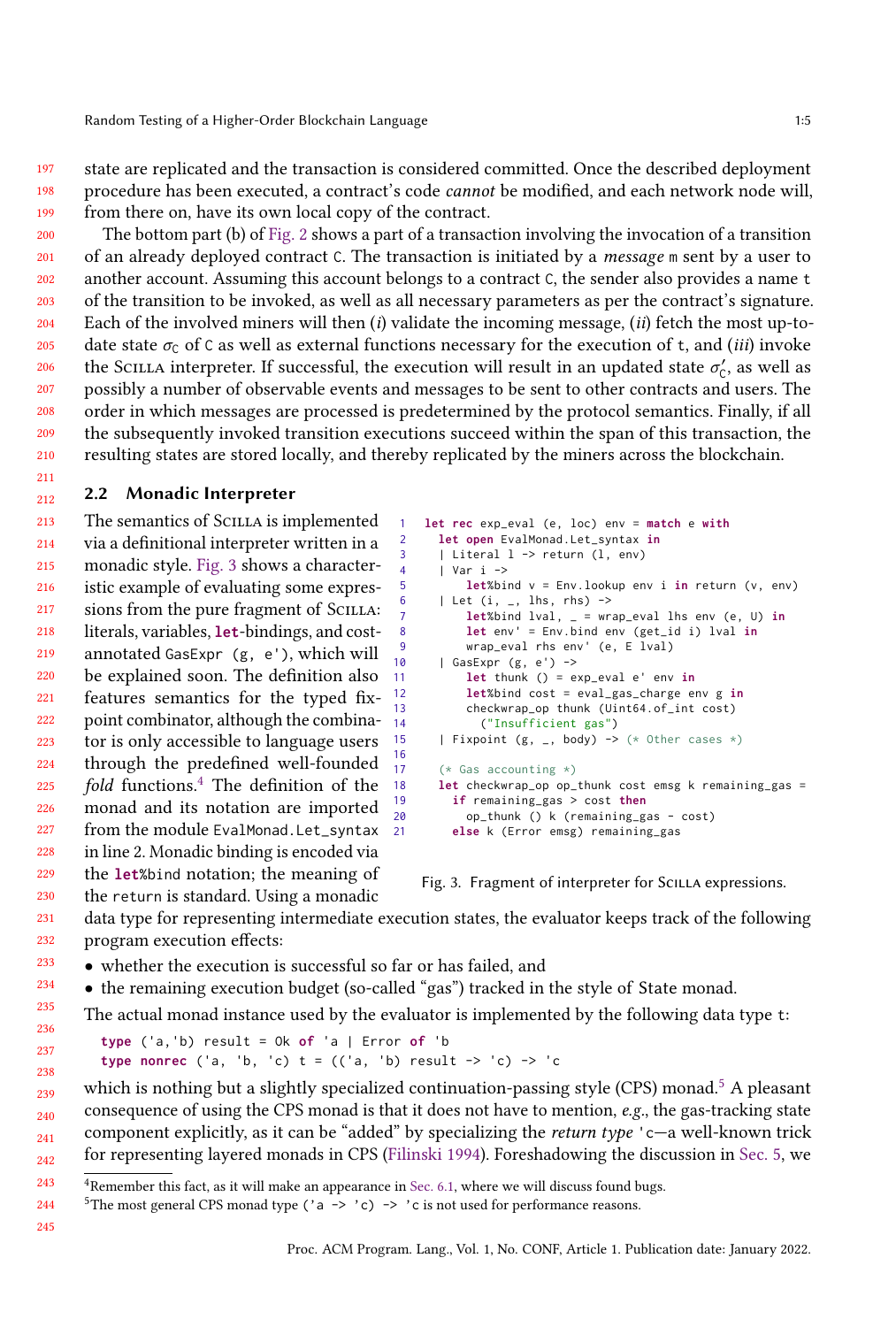state are replicated and the transaction is considered committed. Once the described deployment procedure has been executed, a contract's code *cannot* be modified, and each network node will, from there on, have its own local copy of the contract.

The bottom part (b) of Fig. 2 shows a part of a transaction involving the invocation of a transition of an already deployed contract C. The transaction is initiated by a *message* m sent by a user to another account. Assuming this account belongs to a contract C, the sender also provides a name t of the transition to be invoked, as well as all necessary parameters as per the contract's signature. Each of the involved miners will then (*i*) validate the incoming message, (*ii*) fetch the most up-to-date state $\sigma_C$ of C as well as external functions necessary for the execution of t, and (*iii*) invoke the Scilla interpreter. If successful, the execution will result in an updated state $\sigma'_C$, as well as possibly a number of observable events and messages to be sent to other contracts and users. The order in which messages are processed is predetermined by the protocol semantics. Finally, if all the subsequently invoked transition executions succeed within the span of this transaction, the resulting states are stored locally, and thereby replicated by the miners across the blockchain.

## 2.2 Monadic Interpreter

The semantics of Scilla is implemented via a definitional interpreter written in a monadic style. Fig. 3 shows a characteristic example of evaluating some expressions from the pure fragment of Scilla: literals, variables, **let**-bindings, and cost-annotated GasExpr (g, e'), which will be explained soon. The definition also features semantics for the typed fixpoint combinator, although the combinator is only accessible to language users through the predefined well-founded *fold* functions.[4] The definition of the monad and its notation are imported from the module EvalMonad.Let_syntax in line 2. Monadic binding is encoded via the **let**%bind notation; the meaning of the return is standard. Using a monadic data type for representing intermediate execution states, the evaluator keeps track of the following program execution effects:

```
let rec exp_eval (e, loc) env = match e with
  let open EvalMonad.Let_syntax in
  | Literal l -> return (l, env)
  | Var i ->
      let%bind v = Env.lookup env i in return (v, env)
  | Let (i, _, lhs, rhs) ->
      let%bind lval, _ = wrap_eval lhs env (e, U) in
      let env' = Env.bind env (get_id i) lval in
      wrap_eval rhs env' (e, E lval)
  | GasExpr (g, e') ->
      let thunk () = exp_eval e' env in
      let%bind cost = eval_gas_charge env g in
      checkwrap_op thunk (Uint64.of_int cost)
        ("Insufficient gas")
  | Fixpoint (g, _, body) -> (* Other cases *)

  (* Gas accounting *)
  let checkwrap_op op_thunk cost emsg k remaining_gas =
    if remaining_gas > cost then
      op_thunk () k (remaining_gas - cost)
    else k (Error emsg) remaining_gas
```

Fig. 3. Fragment of interpreter for Scilla expressions.

- whether the execution is successful so far or has failed, and
- the remaining execution budget (so-called "gas") tracked in the style of State monad.

The actual monad instance used by the evaluator is implemented by the following data type t:

```
type ('a,'b) result = Ok of 'a | Error of 'b
type nonrec ('a, 'b, 'c) t = (('a, 'b) result -> 'c) -> 'c
```

which is nothing but a slightly specialized continuation-passing style (CPS) monad.[5] A pleasant consequence of using the CPS monad is that it does not have to mention, *e.g.*, the gas-tracking state component explicitly, as it can be "added" by specializing the *return type* 'c—a well-known trick for representing layered monads in CPS (Filinski 1994). Foreshadowing the discussion in Sec. 5, we

[4] Remember this fact, as it will make an appearance in Sec. 6.1, where we will discuss found bugs.

[5] The most general CPS monad type ('a -> 'c) -> 'c is not used for performance reasons.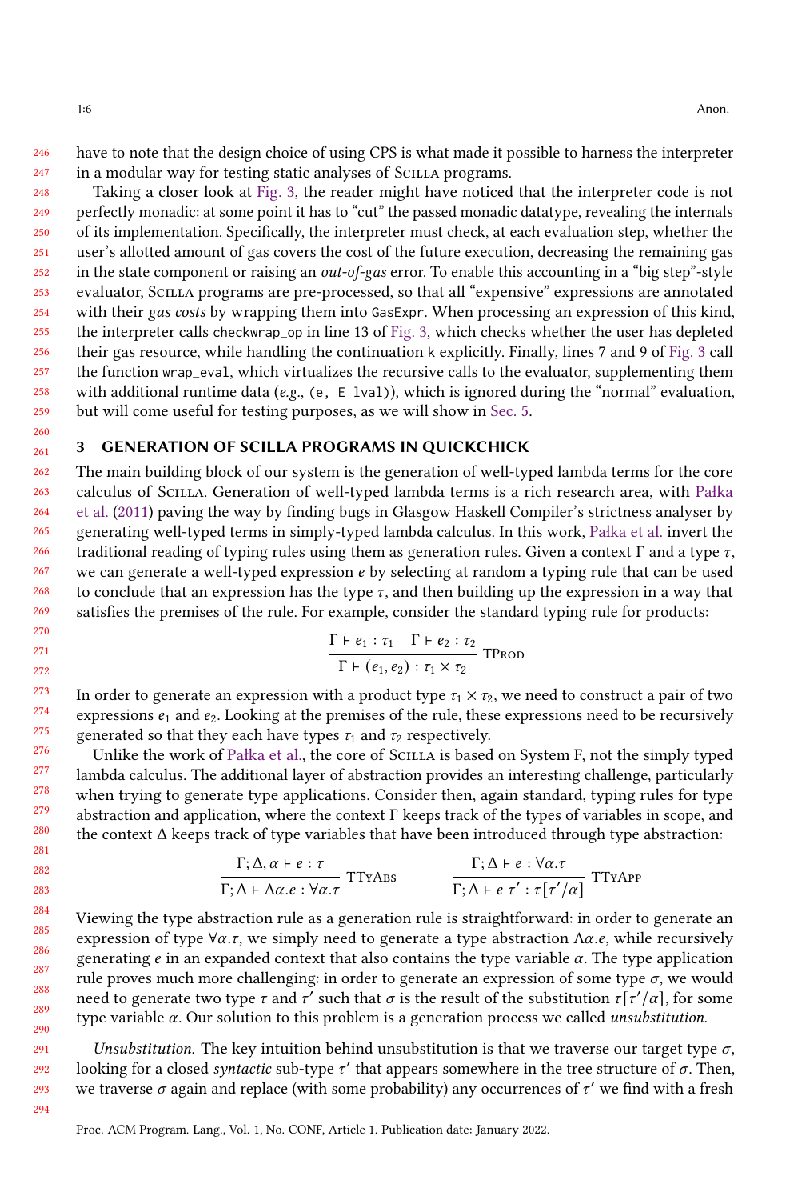have to note that the design choice of using CPS is what made it possible to harness the interpreter in a modular way for testing static analyses of Scilla programs.

Taking a closer look at Fig. 3, the reader might have noticed that the interpreter code is not perfectly monadic: at some point it has to "cut" the passed monadic datatype, revealing the internals of its implementation. Specifically, the interpreter must check, at each evaluation step, whether the user's allotted amount of gas covers the cost of the future execution, decreasing the remaining gas in the state component or raising an *out-of-gas* error. To enable this accounting in a "big step"-style evaluator, Scilla programs are pre-processed, so that all "expensive" expressions are annotated with their *gas costs* by wrapping them into `GasExpr`. When processing an expression of this kind, the interpreter calls `checkwrap_op` in line 13 of Fig. 3, which checks whether the user has depleted their gas resource, while handling the continuation `k` explicitly. Finally, lines 7 and 9 of Fig. 3 call the function `wrap_eval`, which virtualizes the recursive calls to the evaluator, supplementing them with additional runtime data (*e.g.*, `(e, E lval)`), which is ignored during the "normal" evaluation, but will come useful for testing purposes, as we will show in Sec. 5.

## 3 GENERATION OF SCILLA PROGRAMS IN QUICKCHICK

The main building block of our system is the generation of well-typed lambda terms for the core calculus of Scilla. Generation of well-typed lambda terms is a rich research area, with Pałka et al. (2011) paving the way by finding bugs in Glasgow Haskell Compiler's strictness analyser by generating well-typed terms in simply-typed lambda calculus. In this work, Pałka et al. invert the traditional reading of typing rules using them as generation rules. Given a context $\Gamma$ and a type $\tau$, we can generate a well-typed expression $e$ by selecting at random a typing rule that can be used to conclude that an expression has the type $\tau$, and then building up the expression in a way that satisfies the premises of the rule. For example, consider the standard typing rule for products:

$$\frac{\Gamma \vdash e_1 : \tau_1 \quad \Gamma \vdash e_2 : \tau_2}{\Gamma \vdash (e_1, e_2) : \tau_1 \times \tau_2}\ \textsc{TProd}$$

In order to generate an expression with a product type $\tau_1 \times \tau_2$, we need to construct a pair of two expressions $e_1$ and $e_2$. Looking at the premises of the rule, these expressions need to be recursively generated so that they each have types $\tau_1$ and $\tau_2$ respectively.

Unlike the work of Pałka et al., the core of Scilla is based on System F, not the simply typed lambda calculus. The additional layer of abstraction provides an interesting challenge, particularly when trying to generate type applications. Consider then, again standard, typing rules for type abstraction and application, where the context $\Gamma$ keeps track of the types of variables in scope, and the context $\Delta$ keeps track of type variables that have been introduced through type abstraction:

$$\frac{\Gamma; \Delta, \alpha \vdash e : \tau}{\Gamma; \Delta \vdash \Lambda\alpha.e : \forall\alpha.\tau}\ \textsc{TTyAbs} \qquad \frac{\Gamma; \Delta \vdash e : \forall\alpha.\tau}{\Gamma; \Delta \vdash e\ \tau' : \tau[\tau'/\alpha]}\ \textsc{TTyApp}$$

Viewing the type abstraction rule as a generation rule is straightforward: in order to generate an expression of type $\forall\alpha.\tau$, we simply need to generate a type abstraction $\Lambda\alpha.e$, while recursively generating $e$ in an expanded context that also contains the type variable $\alpha$. The type application rule proves much more challenging: in order to generate an expression of some type $\sigma$, we would need to generate two type $\tau$ and $\tau'$ such that $\sigma$ is the result of the substitution $\tau[\tau'/\alpha]$, for some type variable $\alpha$. Our solution to this problem is a generation process we called *unsubstitution*.

*Unsubstitution.* The key intuition behind unsubstitution is that we traverse our target type $\sigma$, looking for a closed *syntactic* sub-type $\tau'$ that appears somewhere in the tree structure of $\sigma$. Then, we traverse $\sigma$ again and replace (with some probability) any occurrences of $\tau'$ we find with a fresh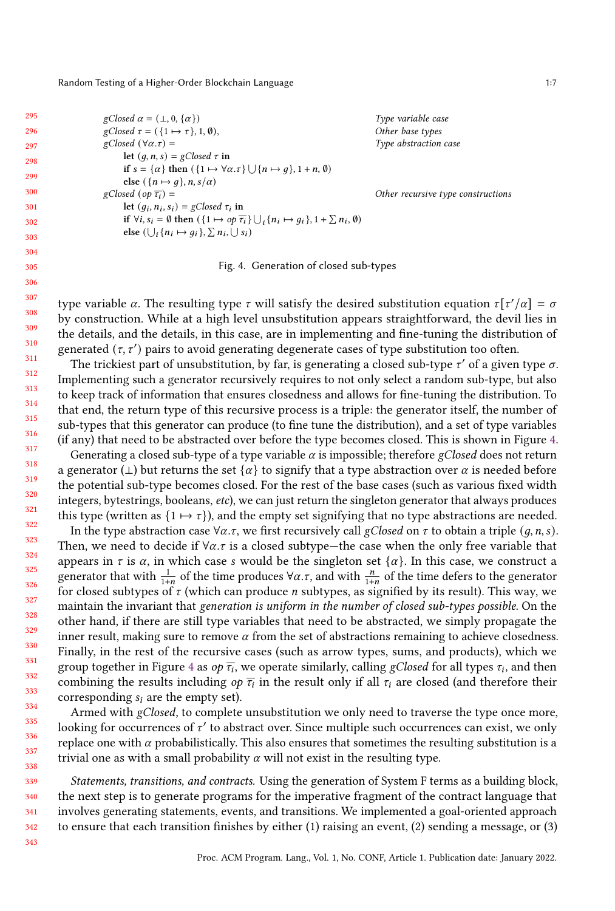$$
\begin{array}{ll}
\mathit{gClosed}\ \alpha = (\bot, 0, \{\alpha\}) & \textit{Type variable case} \\
\mathit{gClosed}\ \tau = (\{1 \mapsto \tau\}, 1, \emptyset), & \textit{Other base types} \\
\mathit{gClosed}\ (\forall \alpha.\tau) = & \textit{Type abstraction case} \\
\quad \textbf{let}\ (g, n, s) = \mathit{gClosed}\ \tau\ \textbf{in} & \\
\quad \textbf{if}\ s = \{\alpha\}\ \textbf{then}\ (\{1 \mapsto \forall \alpha.\tau\} \bigcup \{n \mapsto g\}, 1 + n, \emptyset) & \\
\quad \textbf{else}\ (\{n \mapsto g\}, n, s/\alpha) & \\
\mathit{gClosed}\ (op\ \overline{\tau_i}) = & \textit{Other recursive type constructions} \\
\quad \textbf{let}\ (g_i, n_i, s_i) = \mathit{gClosed}\ \tau_i\ \textbf{in} & \\
\quad \textbf{if}\ \forall i, s_i = \emptyset\ \textbf{then}\ (\{1 \mapsto op\ \overline{\tau_i}\} \bigcup_i \{n_i \mapsto g_i\}, 1 + \sum n_i, \emptyset) & \\
\quad \textbf{else}\ (\bigcup_i \{n_i \mapsto g_i\}, \sum n_i, \bigcup s_i) &
\end{array}
$$

Fig. 4. Generation of closed sub-types

type variable $\alpha$. The resulting type $\tau$ will satisfy the desired substitution equation $\tau[\tau'/\alpha] = \sigma$ by construction. While at a high level unsubstitution appears straightforward, the devil lies in the details, and the details, in this case, are in implementing and fine-tuning the distribution of generated $(\tau, \tau')$ pairs to avoid generating degenerate cases of type substitution too often.

The trickiest part of unsubstitution, by far, is generating a closed sub-type $\tau'$ of a given type $\sigma$. Implementing such a generator recursively requires to not only select a random sub-type, but also to keep track of information that ensures closedness and allows for fine-tuning the distribution. To that end, the return type of this recursive process is a triple: the generator itself, the number of sub-types that this generator can produce (to fine tune the distribution), and a set of type variables (if any) that need to be abstracted over before the type becomes closed. This is shown in Figure 4.

Generating a closed sub-type of a type variable $\alpha$ is impossible; therefore *gClosed* does not return a generator ($\bot$) but returns the set $\{\alpha\}$ to signify that a type abstraction over $\alpha$ is needed before the potential sub-type becomes closed. For the rest of the base cases (such as various fixed width integers, bytestrings, booleans, *etc*), we can just return the singleton generator that always produces this type (written as $\{1 \mapsto \tau\}$), and the empty set signifying that no type abstractions are needed.

In the type abstraction case $\forall\alpha.\tau$, we first recursively call *gClosed* on $\tau$ to obtain a triple $(g, n, s)$. Then, we need to decide if $\forall\alpha.\tau$ is a closed subtype—the case when the only free variable that appears in $\tau$ is $\alpha$, in which case $s$ would be the singleton set $\{\alpha\}$. In this case, we construct a generator that with $\frac{1}{1+n}$ of the time produces $\forall\alpha.\tau$, and with $\frac{n}{1+n}$ of the time defers to the generator for closed subtypes of $\tau$ (which can produce $n$ subtypes, as signified by its result). This way, we maintain the invariant that *generation is uniform in the number of closed sub-types possible.* On the other hand, if there are still type variables that need to be abstracted, we simply propagate the inner result, making sure to remove $\alpha$ from the set of abstractions remaining to achieve closedness. Finally, in the rest of the recursive cases (such as arrow types, sums, and products), which we group together in Figure 4 as $op\ \overline{\tau_i}$, we operate similarly, calling *gClosed* for all types $\tau_i$, and then combining the results including $op\ \overline{\tau_i}$ in the result only if all $\tau_i$ are closed (and therefore their corresponding $s_i$ are the empty set).

Armed with *gClosed*, to complete unsubstitution we only need to traverse the type once more, looking for occurrences of $\tau'$ to abstract over. Since multiple such occurrences can exist, we only replace one with $\alpha$ probabilistically. This also ensures that sometimes the resulting substitution is a trivial one as with a small probability $\alpha$ will not exist in the resulting type.

*Statements, transitions, and contracts.* Using the generation of System F terms as a building block, the next step is to generate programs for the imperative fragment of the contract language that involves generating statements, events, and transitions. We implemented a goal-oriented approach to ensure that each transition finishes by either (1) raising an event, (2) sending a message, or (3)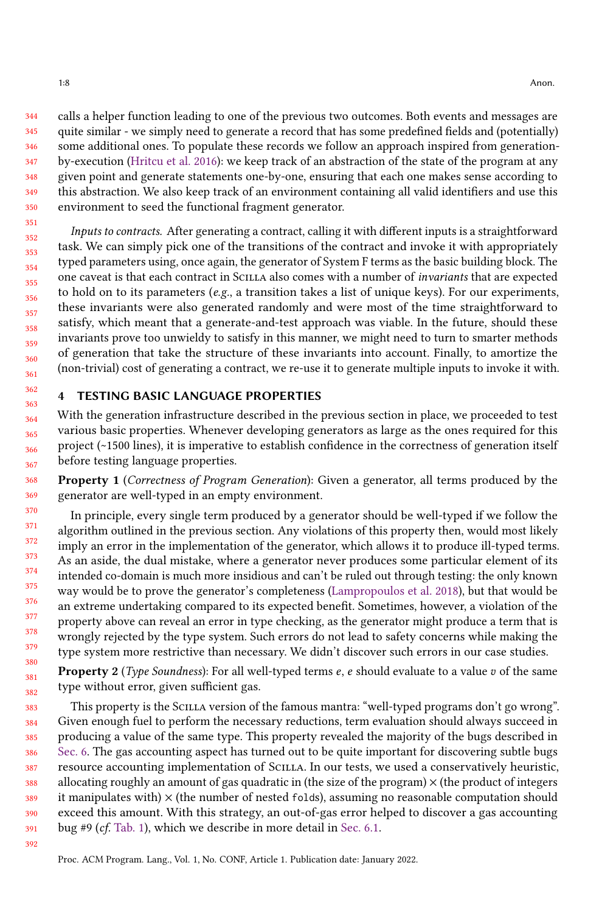calls a helper function leading to one of the previous two outcomes. Both events and messages are quite similar - we simply need to generate a record that has some predefined fields and (potentially) some additional ones. To populate these records we follow an approach inspired from generation-by-execution (Hritcu et al. 2016): we keep track of an abstraction of the state of the program at any given point and generate statements one-by-one, ensuring that each one makes sense according to this abstraction. We also keep track of an environment containing all valid identifiers and use this environment to seed the functional fragment generator.

*Inputs to contracts.* After generating a contract, calling it with different inputs is a straightforward task. We can simply pick one of the transitions of the contract and invoke it with appropriately typed parameters using, once again, the generator of System F terms as the basic building block. The one caveat is that each contract in Scilla also comes with a number of *invariants* that are expected to hold on to its parameters (*e.g.*, a transition takes a list of unique keys). For our experiments, these invariants were also generated randomly and were most of the time straightforward to satisfy, which meant that a generate-and-test approach was viable. In the future, should these invariants prove too unwieldy to satisfy in this manner, we might need to turn to smarter methods of generation that take the structure of these invariants into account. Finally, to amortize the (non-trivial) cost of generating a contract, we re-use it to generate multiple inputs to invoke it with.

## 4 TESTING BASIC LANGUAGE PROPERTIES

With the generation infrastructure described in the previous section in place, we proceeded to test various basic properties. Whenever developing generators as large as the ones required for this project (~1500 lines), it is imperative to establish confidence in the correctness of generation itself before testing language properties.

**Property 1** (*Correctness of Program Generation*): Given a generator, all terms produced by the generator are well-typed in an empty environment.

In principle, every single term produced by a generator should be well-typed if we follow the algorithm outlined in the previous section. Any violations of this property then, would most likely imply an error in the implementation of the generator, which allows it to produce ill-typed terms. As an aside, the dual mistake, where a generator never produces some particular element of its intended co-domain is much more insidious and can't be ruled out through testing: the only known way would be to prove the generator's completeness (Lampropoulos et al. 2018), but that would be an extreme undertaking compared to its expected benefit. Sometimes, however, a violation of the property above can reveal an error in type checking, as the generator might produce a term that is wrongly rejected by the type system. Such errors do not lead to safety concerns while making the type system more restrictive than necessary. We didn't discover such errors in our case studies.

**Property 2** (*Type Soundness*): For all well-typed terms $e$, $e$ should evaluate to a value $v$ of the same type without error, given sufficient gas.

This property is the Scilla version of the famous mantra: "well-typed programs don't go wrong". Given enough fuel to perform the necessary reductions, term evaluation should always succeed in producing a value of the same type. This property revealed the majority of the bugs described in Sec. 6. The gas accounting aspect has turned out to be quite important for discovering subtle bugs resource accounting implementation of Scilla. In our tests, we used a conservatively heuristic, allocating roughly an amount of gas quadratic in (the size of the program) × (the product of integers it manipulates with) × (the number of nested `fold`s), assuming no reasonable computation should exceed this amount. With this strategy, an out-of-gas error helped to discover a gas accounting bug #9 (*cf.* Tab. 1), which we describe in more detail in Sec. 6.1.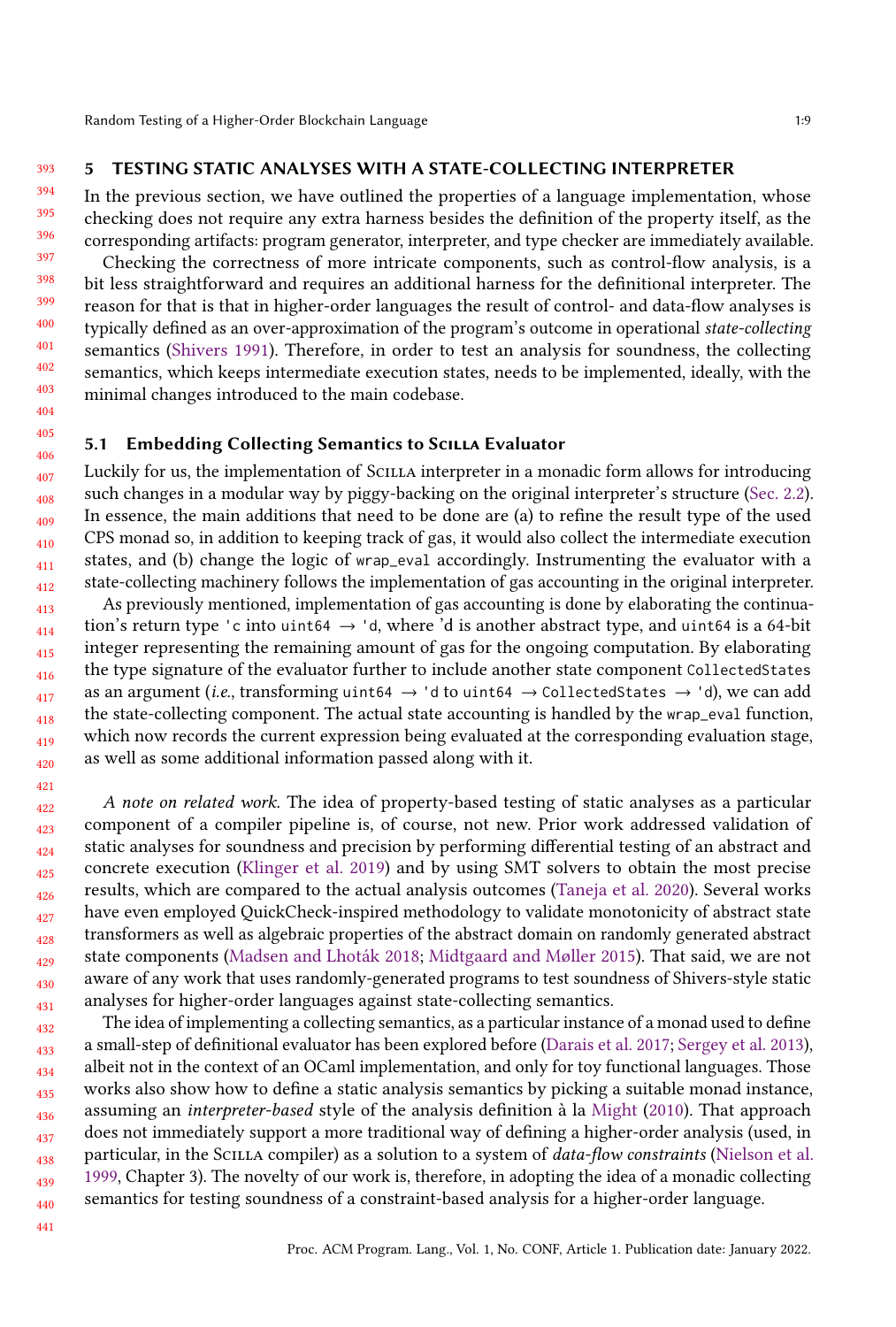## 5 TESTING STATIC ANALYSES WITH A STATE-COLLECTING INTERPRETER

In the previous section, we have outlined the properties of a language implementation, whose checking does not require any extra harness besides the definition of the property itself, as the corresponding artifacts: program generator, interpreter, and type checker are immediately available.

Checking the correctness of more intricate components, such as control-flow analysis, is a bit less straightforward and requires an additional harness for the definitional interpreter. The reason for that is that in higher-order languages the result of control- and data-flow analyses is typically defined as an over-approximation of the program's outcome in operational *state-collecting* semantics (Shivers 1991). Therefore, in order to test an analysis for soundness, the collecting semantics, which keeps intermediate execution states, needs to be implemented, ideally, with the minimal changes introduced to the main codebase.

### 5.1 Embedding Collecting Semantics to Scilla Evaluator

Luckily for us, the implementation of Scilla interpreter in a monadic form allows for introducing such changes in a modular way by piggy-backing on the original interpreter's structure (Sec. 2.2). In essence, the main additions that need to be done are (a) to refine the result type of the used CPS monad so, in addition to keeping track of gas, it would also collect the intermediate execution states, and (b) change the logic of `wrap_eval` accordingly. Instrumenting the evaluator with a state-collecting machinery follows the implementation of gas accounting in the original interpreter.

As previously mentioned, implementation of gas accounting is done by elaborating the continuation's return type `'c` into `uint64` $\rightarrow$ `'d`, where 'd is another abstract type, and `uint64` is a 64-bit integer representing the remaining amount of gas for the ongoing computation. By elaborating the type signature of the evaluator further to include another state component `CollectedStates` as an argument (*i.e.*, transforming `uint64` $\rightarrow$ `'d` to `uint64` $\rightarrow$ `CollectedStates` $\rightarrow$ `'d`), we can add the state-collecting component. The actual state accounting is handled by the `wrap_eval` function, which now records the current expression being evaluated at the corresponding evaluation stage, as well as some additional information passed along with it.

*A note on related work.* The idea of property-based testing of static analyses as a particular component of a compiler pipeline is, of course, not new. Prior work addressed validation of static analyses for soundness and precision by performing differential testing of an abstract and concrete execution (Klinger et al. 2019) and by using SMT solvers to obtain the most precise results, which are compared to the actual analysis outcomes (Taneja et al. 2020). Several works have even employed QuickCheck-inspired methodology to validate monotonicity of abstract state transformers as well as algebraic properties of the abstract domain on randomly generated abstract state components (Madsen and Lhoták 2018; Midtgaard and Møller 2015). That said, we are not aware of any work that uses randomly-generated programs to test soundness of Shivers-style static analyses for higher-order languages against state-collecting semantics.

The idea of implementing a collecting semantics, as a particular instance of a monad used to define a small-step of definitional evaluator has been explored before (Darais et al. 2017; Sergey et al. 2013), albeit not in the context of an OCaml implementation, and only for toy functional languages. Those works also show how to define a static analysis semantics by picking a suitable monad instance, assuming an *interpreter-based* style of the analysis definition à la Might (2010). That approach does not immediately support a more traditional way of defining a higher-order analysis (used, in particular, in the Scilla compiler) as a solution to a system of *data-flow constraints* (Nielson et al. 1999, Chapter 3). The novelty of our work is, therefore, in adopting the idea of a monadic collecting semantics for testing soundness of a constraint-based analysis for a higher-order language.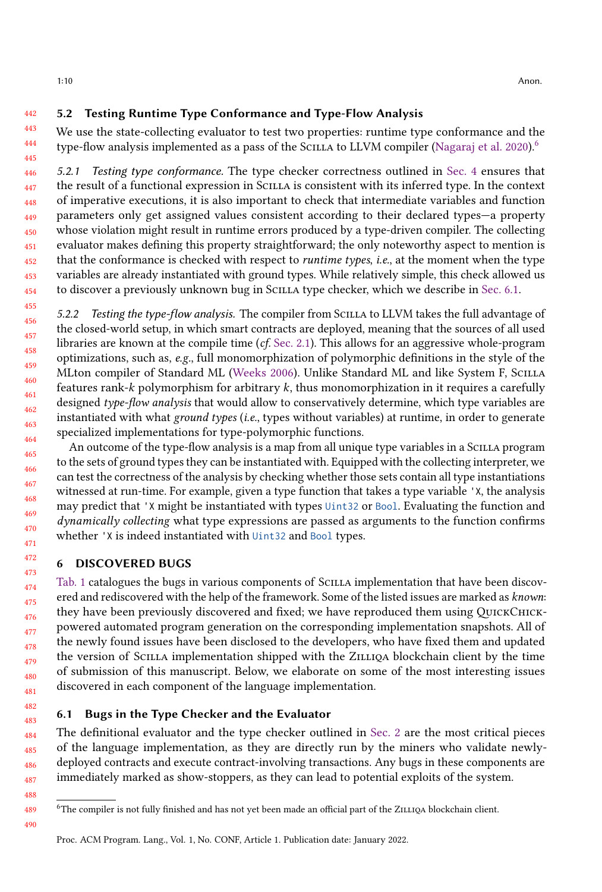## 5.2 Testing Runtime Type Conformance and Type-Flow Analysis

We use the state-collecting evaluator to test two properties: runtime type conformance and the type-flow analysis implemented as a pass of the Scilla to LLVM compiler (Nagaraj et al. 2020).[6]

*5.2.1 Testing type conformance.* The type checker correctness outlined in Sec. 4 ensures that the result of a functional expression in Scilla is consistent with its inferred type. In the context of imperative executions, it is also important to check that intermediate variables and function parameters only get assigned values consistent according to their declared types—a property whose violation might result in runtime errors produced by a type-driven compiler. The collecting evaluator makes defining this property straightforward; the only noteworthy aspect to mention is that the conformance is checked with respect to *runtime types*, *i.e.*, at the moment when the type variables are already instantiated with ground types. While relatively simple, this check allowed us to discover a previously unknown bug in Scilla type checker, which we describe in Sec. 6.1.

*5.2.2 Testing the type-flow analysis.* The compiler from Scilla to LLVM takes the full advantage of the closed-world setup, in which smart contracts are deployed, meaning that the sources of all used libraries are known at the compile time (*cf.* Sec. 2.1). This allows for an aggressive whole-program optimizations, such as, *e.g.*, full monomorphization of polymorphic definitions in the style of the MLton compiler of Standard ML (Weeks 2006). Unlike Standard ML and like System F, Scilla features rank-$k$ polymorphism for arbitrary $k$, thus monomorphization in it requires a carefully designed *type-flow analysis* that would allow to conservatively determine, which type variables are instantiated with what *ground types* (*i.e.*, types without variables) at runtime, in order to generate specialized implementations for type-polymorphic functions.

An outcome of the type-flow analysis is a map from all unique type variables in a Scilla program to the sets of ground types they can be instantiated with. Equipped with the collecting interpreter, we can test the correctness of the analysis by checking whether those sets contain all type instantiations witnessed at run-time. For example, given a type function that takes a type variable `'X`, the analysis may predict that `'X` might be instantiated with types `Uint32` or `Bool`. Evaluating the function and *dynamically collecting* what type expressions are passed as arguments to the function confirms whether `'X` is indeed instantiated with `Uint32` and `Bool` types.

# 6 DISCOVERED BUGS

Tab. 1 catalogues the bugs in various components of Scilla implementation that have been discovered and rediscovered with the help of the framework. Some of the listed issues are marked as *known*: they have been previously discovered and fixed; we have reproduced them using QuickChick-powered automated program generation on the corresponding implementation snapshots. All of the newly found issues have been disclosed to the developers, who have fixed them and updated the version of Scilla implementation shipped with the Zilliqa blockchain client by the time of submission of this manuscript. Below, we elaborate on some of the most interesting issues discovered in each component of the language implementation.

## 6.1 Bugs in the Type Checker and the Evaluator

The definitional evaluator and the type checker outlined in Sec. 2 are the most critical pieces of the language implementation, as they are directly run by the miners who validate newly-deployed contracts and execute contract-involving transactions. Any bugs in these components are immediately marked as show-stoppers, as they can lead to potential exploits of the system.

---

[6] The compiler is not fully finished and has not yet been made an official part of the Zilliqa blockchain client.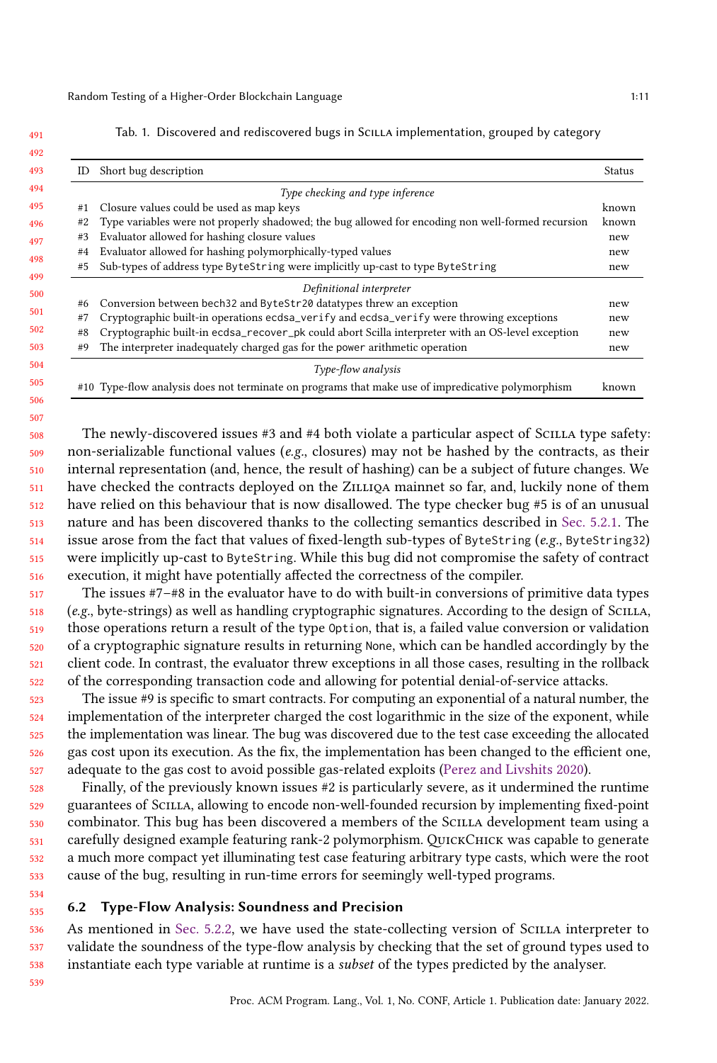Tab. 1. Discovered and rediscovered bugs in Scilla implementation, grouped by category

| ID | Short bug description | Status |
|---|---|---|
| | *Type checking and type inference* | |
| #1 | Closure values could be used as map keys | known |
| #2 | Type variables were not properly shadowed; the bug allowed for encoding non well-formed recursion | known |
| #3 | Evaluator allowed for hashing closure values | new |
| #4 | Evaluator allowed for hashing polymorphically-typed values | new |
| #5 | Sub-types of address type `ByteString` were implicitly up-cast to type `ByteString` | new |
| | *Definitional interpreter* | |
| #6 | Conversion between `bech32` and `ByteStr20` datatypes threw an exception | new |
| #7 | Cryptographic built-in operations `ecdsa_verify` and `ecdsa_verify` were throwing exceptions | new |
| #8 | Cryptographic built-in `ecdsa_recover_pk` could abort Scilla interpreter with an OS-level exception | new |
| #9 | The interpreter inadequately charged gas for the `power` arithmetic operation | new |
| | *Type-flow analysis* | |
| #10 | Type-flow analysis does not terminate on programs that make use of impredicative polymorphism | known |

The newly-discovered issues #3 and #4 both violate a particular aspect of Scilla type safety: non-serializable functional values (*e.g.*, closures) may not be hashed by the contracts, as their internal representation (and, hence, the result of hashing) can be a subject of future changes. We have checked the contracts deployed on the Zilliqa mainnet so far, and, luckily none of them have relied on this behaviour that is now disallowed. The type checker bug #5 is of an unusual nature and has been discovered thanks to the collecting semantics described in Sec. 5.2.1. The issue arose from the fact that values of fixed-length sub-types of `ByteString` (*e.g.*, `ByteString32`) were implicitly up-cast to `ByteString`. While this bug did not compromise the safety of contract execution, it might have potentially affected the correctness of the compiler.

The issues #7–#8 in the evaluator have to do with built-in conversions of primitive data types (*e.g.*, byte-strings) as well as handling cryptographic signatures. According to the design of Scilla, those operations return a result of the type `Option`, that is, a failed value conversion or validation of a cryptographic signature results in returning `None`, which can be handled accordingly by the client code. In contrast, the evaluator threw exceptions in all those cases, resulting in the rollback of the corresponding transaction code and allowing for potential denial-of-service attacks.

The issue #9 is specific to smart contracts. For computing an exponential of a natural number, the implementation of the interpreter charged the cost logarithmic in the size of the exponent, while the implementation was linear. The bug was discovered due to the test case exceeding the allocated gas cost upon its execution. As the fix, the implementation has been changed to the efficient one, adequate to the gas cost to avoid possible gas-related exploits (Perez and Livshits 2020).

Finally, of the previously known issues #2 is particularly severe, as it undermined the runtime guarantees of Scilla, allowing to encode non-well-founded recursion by implementing fixed-point combinator. This bug has been discovered a members of the Scilla development team using a carefully designed example featuring rank-2 polymorphism. QuickChick was capable to generate a much more compact yet illuminating test case featuring arbitrary type casts, which were the root cause of the bug, resulting in run-time errors for seemingly well-typed programs.

## 6.2 Type-Flow Analysis: Soundness and Precision

As mentioned in Sec. 5.2.2, we have used the state-collecting version of Scilla interpreter to validate the soundness of the type-flow analysis by checking that the set of ground types used to instantiate each type variable at runtime is a *subset* of the types predicted by the analyser.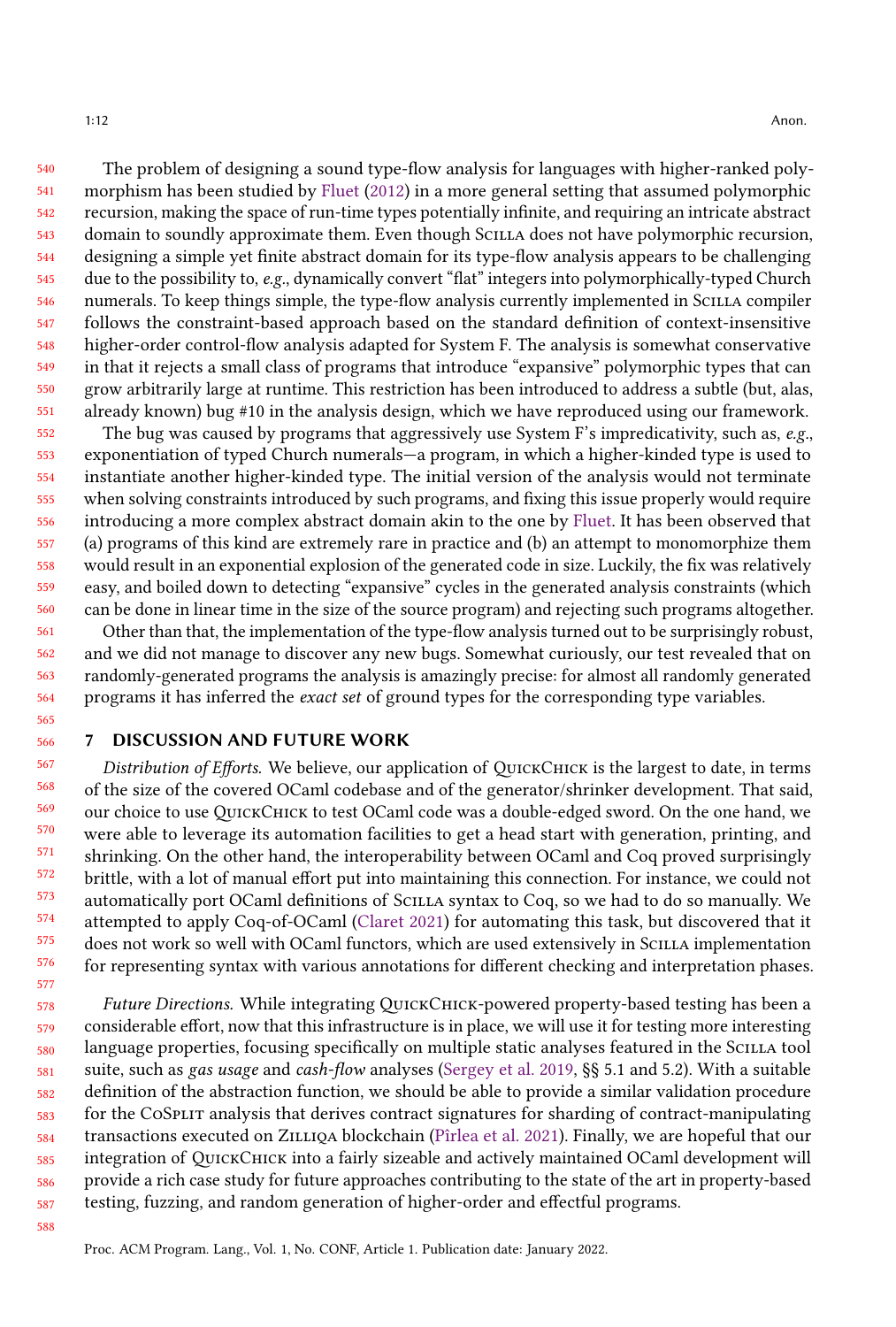The problem of designing a sound type-flow analysis for languages with higher-ranked polymorphism has been studied by Fluet (2012) in a more general setting that assumed polymorphic recursion, making the space of run-time types potentially infinite, and requiring an intricate abstract domain to soundly approximate them. Even though Scilla does not have polymorphic recursion, designing a simple yet finite abstract domain for its type-flow analysis appears to be challenging due to the possibility to, *e.g.*, dynamically convert "flat" integers into polymorphically-typed Church numerals. To keep things simple, the type-flow analysis currently implemented in Scilla compiler follows the constraint-based approach based on the standard definition of context-insensitive higher-order control-flow analysis adapted for System F. The analysis is somewhat conservative in that it rejects a small class of programs that introduce "expansive" polymorphic types that can grow arbitrarily large at runtime. This restriction has been introduced to address a subtle (but, alas, already known) bug #10 in the analysis design, which we have reproduced using our framework.

The bug was caused by programs that aggressively use System F's impredicativity, such as, *e.g.*, exponentiation of typed Church numerals—a program, in which a higher-kinded type is used to instantiate another higher-kinded type. The initial version of the analysis would not terminate when solving constraints introduced by such programs, and fixing this issue properly would require introducing a more complex abstract domain akin to the one by Fluet. It has been observed that (a) programs of this kind are extremely rare in practice and (b) an attempt to monomorphize them would result in an exponential explosion of the generated code in size. Luckily, the fix was relatively easy, and boiled down to detecting "expansive" cycles in the generated analysis constraints (which can be done in linear time in the size of the source program) and rejecting such programs altogether.

Other than that, the implementation of the type-flow analysis turned out to be surprisingly robust, and we did not manage to discover any new bugs. Somewhat curiously, our test revealed that on randomly-generated programs the analysis is amazingly precise: for almost all randomly generated programs it has inferred the *exact set* of ground types for the corresponding type variables.

## 7 DISCUSSION AND FUTURE WORK

*Distribution of Efforts.* We believe, our application of QuickChick is the largest to date, in terms of the size of the covered OCaml codebase and of the generator/shrinker development. That said, our choice to use QuickChick to test OCaml code was a double-edged sword. On the one hand, we were able to leverage its automation facilities to get a head start with generation, printing, and shrinking. On the other hand, the interoperability between OCaml and Coq proved surprisingly brittle, with a lot of manual effort put into maintaining this connection. For instance, we could not automatically port OCaml definitions of Scilla syntax to Coq, so we had to do so manually. We attempted to apply Coq-of-OCaml (Claret 2021) for automating this task, but discovered that it does not work so well with OCaml functors, which are used extensively in Scilla implementation for representing syntax with various annotations for different checking and interpretation phases.

*Future Directions.* While integrating QuickChick-powered property-based testing has been a considerable effort, now that this infrastructure is in place, we will use it for testing more interesting language properties, focusing specifically on multiple static analyses featured in the Scilla tool suite, such as *gas usage* and *cash-flow* analyses (Sergey et al. 2019, §§ 5.1 and 5.2). With a suitable definition of the abstraction function, we should be able to provide a similar validation procedure for the CoSplit analysis that derives contract signatures for sharding of contract-manipulating transactions executed on Zilliqa blockchain (Pîrlea et al. 2021). Finally, we are hopeful that our integration of QuickChick into a fairly sizeable and actively maintained OCaml development will provide a rich case study for future approaches contributing to the state of the art in property-based testing, fuzzing, and random generation of higher-order and effectful programs.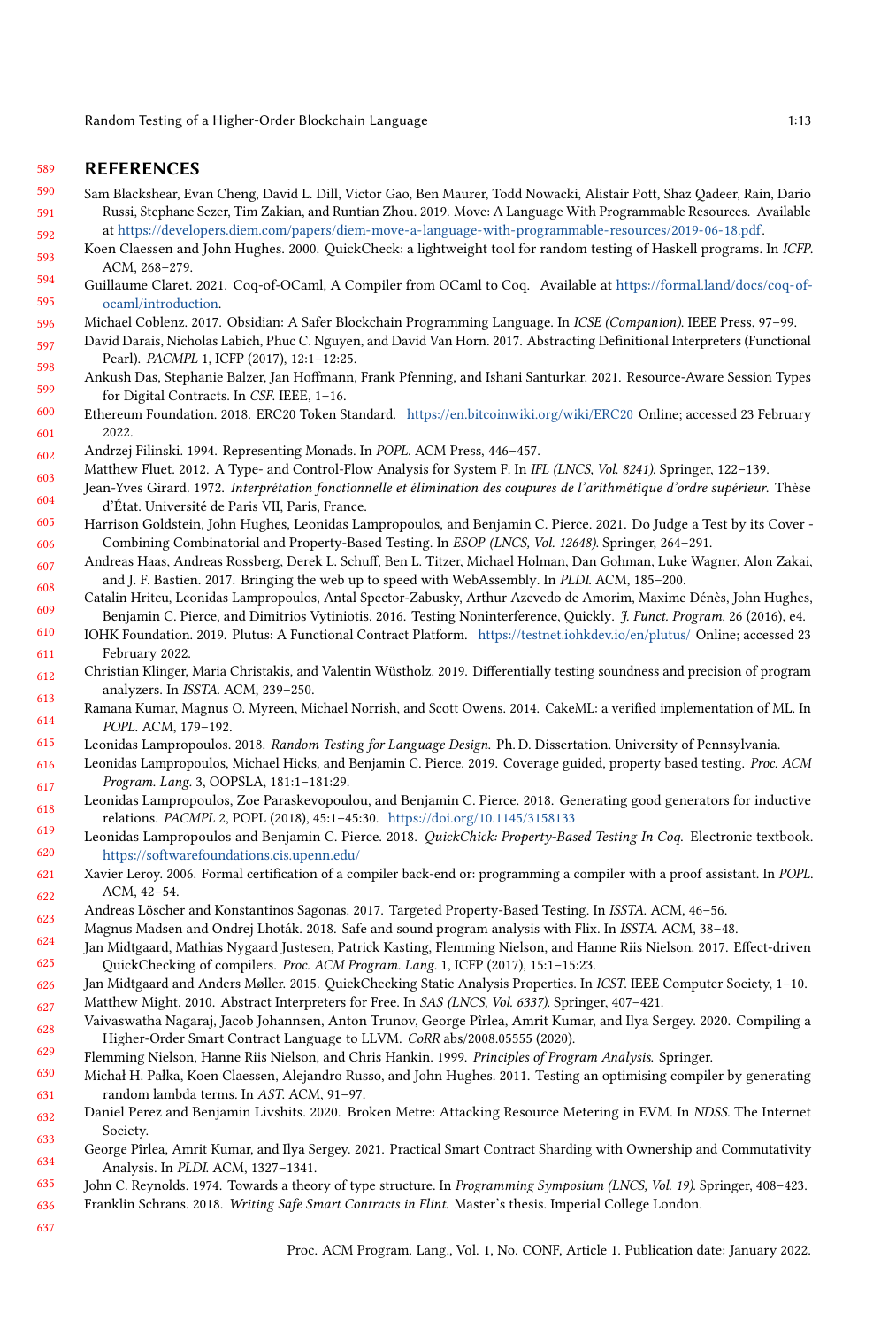## REFERENCES

Sam Blackshear, Evan Cheng, David L. Dill, Victor Gao, Ben Maurer, Todd Nowacki, Alistair Pott, Shaz Qadeer, Rain, Dario Russi, Stephane Sezer, Tim Zakian, and Runtian Zhou. 2019. Move: A Language With Programmable Resources. Available at https://developers.diem.com/papers/diem-move-a-language-with-programmable-resources/2019-06-18.pdf.

Koen Claessen and John Hughes. 2000. QuickCheck: a lightweight tool for random testing of Haskell programs. In *ICFP*. ACM, 268–279.

Guillaume Claret. 2021. Coq-of-OCaml, A Compiler from OCaml to Coq. Available at https://formal.land/docs/coq-of-ocaml/introduction.

Michael Coblenz. 2017. Obsidian: A Safer Blockchain Programming Language. In *ICSE (Companion)*. IEEE Press, 97–99.

David Darais, Nicholas Labich, Phuc C. Nguyen, and David Van Horn. 2017. Abstracting Definitional Interpreters (Functional Pearl). *PACMPL* 1, ICFP (2017), 12:1–12:25.

Ankush Das, Stephanie Balzer, Jan Hoffmann, Frank Pfenning, and Ishani Santurkar. 2021. Resource-Aware Session Types for Digital Contracts. In *CSF*. IEEE, 1–16.

Ethereum Foundation. 2018. ERC20 Token Standard. https://en.bitcoinwiki.org/wiki/ERC20 Online; accessed 23 February 2022.

Andrzej Filinski. 1994. Representing Monads. In *POPL*. ACM Press, 446–457.

Matthew Fluet. 2012. A Type- and Control-Flow Analysis for System F. In *IFL (LNCS, Vol. 8241)*. Springer, 122–139.

Jean-Yves Girard. 1972. *Interprétation fonctionnelle et élimination des coupures de l'arithmétique d'ordre supérieur.* Thèse d'État. Université de Paris VII, Paris, France.

Harrison Goldstein, John Hughes, Leonidas Lampropoulos, and Benjamin C. Pierce. 2021. Do Judge a Test by its Cover - Combining Combinatorial and Property-Based Testing. In *ESOP (LNCS, Vol. 12648)*. Springer, 264–291.

Andreas Haas, Andreas Rossberg, Derek L. Schuff, Ben L. Titzer, Michael Holman, Dan Gohman, Luke Wagner, Alon Zakai, and J. F. Bastien. 2017. Bringing the web up to speed with WebAssembly. In *PLDI*. ACM, 185–200.

Catalin Hritcu, Leonidas Lampropoulos, Antal Spector-Zabusky, Arthur Azevedo de Amorim, Maxime Dénès, John Hughes, Benjamin C. Pierce, and Dimitrios Vytiniotis. 2016. Testing Noninterference, Quickly. *J. Funct. Program.* 26 (2016), e4.

IOHK Foundation. 2019. Plutus: A Functional Contract Platform. https://testnet.iohkdev.io/en/plutus/ Online; accessed 23 February 2022.

Christian Klinger, Maria Christakis, and Valentin Wüstholz. 2019. Differentially testing soundness and precision of program analyzers. In *ISSTA*. ACM, 239–250.

Ramana Kumar, Magnus O. Myreen, Michael Norrish, and Scott Owens. 2014. CakeML: a verified implementation of ML. In *POPL*. ACM, 179–192.

Leonidas Lampropoulos. 2018. *Random Testing for Language Design.* Ph. D. Dissertation. University of Pennsylvania.

Leonidas Lampropoulos, Michael Hicks, and Benjamin C. Pierce. 2019. Coverage guided, property based testing. *Proc. ACM Program. Lang.* 3, OOPSLA, 181:1–181:29.

Leonidas Lampropoulos, Zoe Paraskevopoulou, and Benjamin C. Pierce. 2018. Generating good generators for inductive relations. *PACMPL* 2, POPL (2018), 45:1–45:30. https://doi.org/10.1145/3158133

Leonidas Lampropoulos and Benjamin C. Pierce. 2018. *QuickChick: Property-Based Testing In Coq.* Electronic textbook. https://softwarefoundations.cis.upenn.edu/

Xavier Leroy. 2006. Formal certification of a compiler back-end or: programming a compiler with a proof assistant. In *POPL*. ACM, 42–54.

Andreas Löscher and Konstantinos Sagonas. 2017. Targeted Property-Based Testing. In *ISSTA*. ACM, 46–56.

Magnus Madsen and Ondrej Lhoták. 2018. Safe and sound program analysis with Flix. In *ISSTA*. ACM, 38–48.

Jan Midtgaard, Mathias Nygaard Justesen, Patrick Kasting, Flemming Nielson, and Hanne Riis Nielson. 2017. Effect-driven QuickChecking of compilers. *Proc. ACM Program. Lang.* 1, ICFP (2017), 15:1–15:23.

Jan Midtgaard and Anders Møller. 2015. QuickChecking Static Analysis Properties. In *ICST*. IEEE Computer Society, 1–10.

Matthew Might. 2010. Abstract Interpreters for Free. In *SAS (LNCS, Vol. 6337)*. Springer, 407–421.

Vaivaswatha Nagaraj, Jacob Johannsen, Anton Trunov, George Pîrlea, Amrit Kumar, and Ilya Sergey. 2020. Compiling a Higher-Order Smart Contract Language to LLVM. *CoRR* abs/2008.05555 (2020).

Flemming Nielson, Hanne Riis Nielson, and Chris Hankin. 1999. *Principles of Program Analysis.* Springer.

Michał H. Pałka, Koen Claessen, Alejandro Russo, and John Hughes. 2011. Testing an optimising compiler by generating random lambda terms. In *AST*. ACM, 91–97.

Daniel Perez and Benjamin Livshits. 2020. Broken Metre: Attacking Resource Metering in EVM. In *NDSS*. The Internet Society.

George Pîrlea, Amrit Kumar, and Ilya Sergey. 2021. Practical Smart Contract Sharding with Ownership and Commutativity Analysis. In *PLDI*. ACM, 1327–1341.

John C. Reynolds. 1974. Towards a theory of type structure. In *Programming Symposium (LNCS, Vol. 19)*. Springer, 408–423.

Franklin Schrans. 2018. *Writing Safe Smart Contracts in Flint.* Master's thesis. Imperial College London.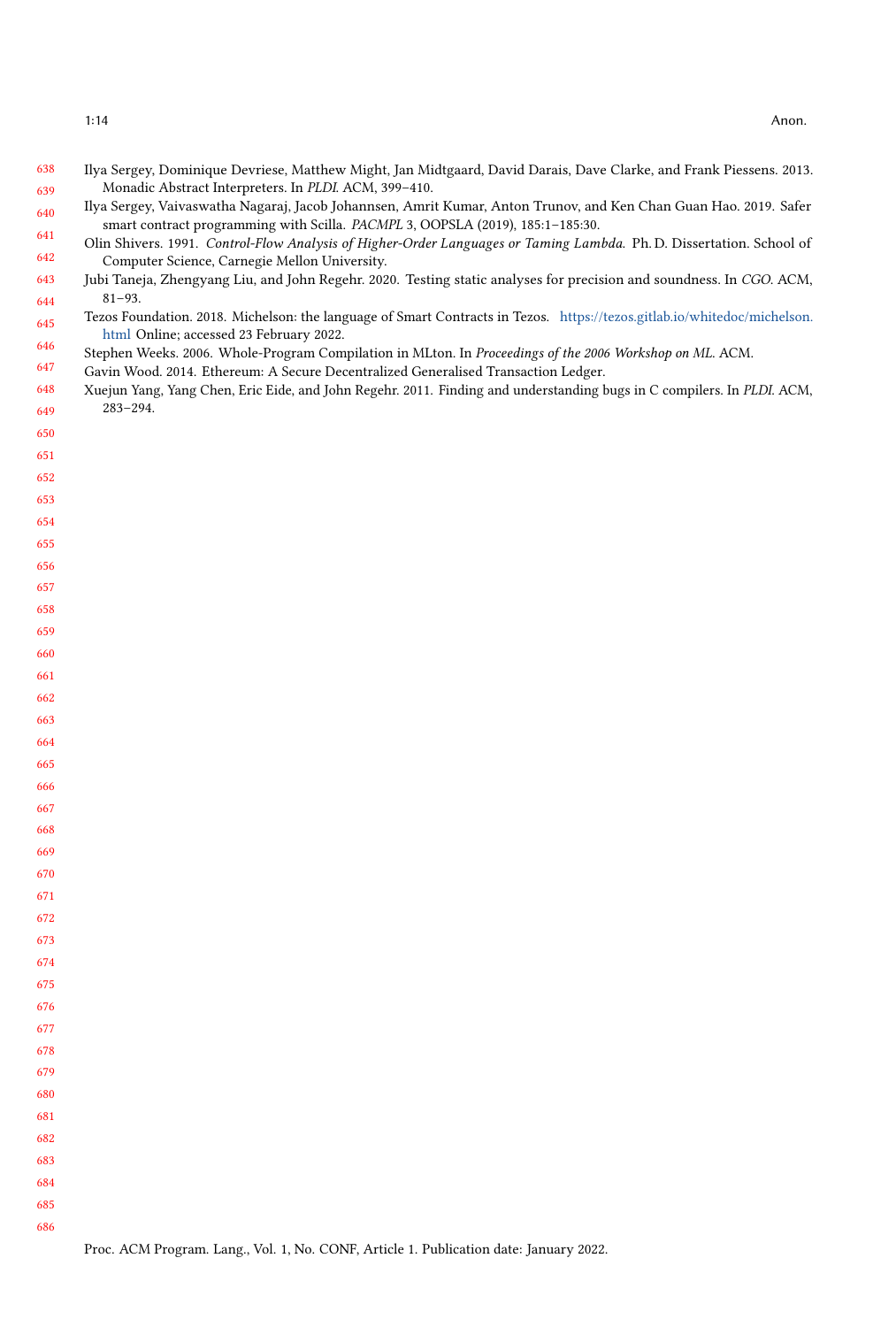Ilya Sergey, Dominique Devriese, Matthew Might, Jan Midtgaard, David Darais, Dave Clarke, and Frank Piessens. 2013. Monadic Abstract Interpreters. In *PLDI*. ACM, 399–410.

Ilya Sergey, Vaivaswatha Nagaraj, Jacob Johannsen, Amrit Kumar, Anton Trunov, and Ken Chan Guan Hao. 2019. Safer smart contract programming with Scilla. *PACMPL* 3, OOPSLA (2019), 185:1–185:30.

Olin Shivers. 1991. *Control-Flow Analysis of Higher-Order Languages or Taming Lambda*. Ph. D. Dissertation. School of Computer Science, Carnegie Mellon University.

Jubi Taneja, Zhengyang Liu, and John Regehr. 2020. Testing static analyses for precision and soundness. In *CGO*. ACM, 81–93.

Tezos Foundation. 2018. Michelson: the language of Smart Contracts in Tezos. https://tezos.gitlab.io/whitedoc/michelson.html Online; accessed 23 February 2022.

Stephen Weeks. 2006. Whole-Program Compilation in MLton. In *Proceedings of the 2006 Workshop on ML*. ACM.

Gavin Wood. 2014. Ethereum: A Secure Decentralized Generalised Transaction Ledger.

Xuejun Yang, Yang Chen, Eric Eide, and John Regehr. 2011. Finding and understanding bugs in C compilers. In *PLDI*. ACM, 283–294.